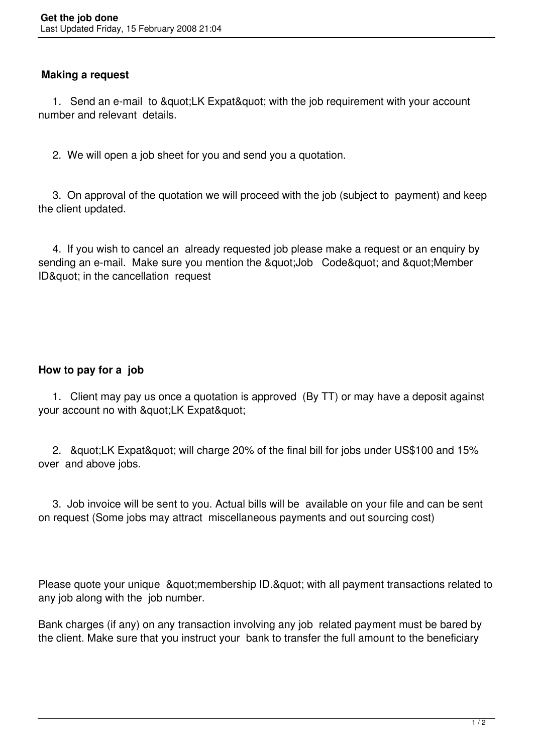## Making a request

1. Send an e-mail to &quot;LK Expat&quot; with the job requirement with your account number and relevant details.

2. We will open a job sheet for you and send you a quotation.

3. On approval of the quotation we will proceed with the job (subject to payment) and keep the client updated.

4. If you wish to cancel an already requested job please make a request or an enquiry by sending an e-mail. Make sure you mention the &quot;Job Code&quot; and &quot;Member ID&quot; in the cancellation request

## How to pay for a job

1. Client may pay us once a quotation is approved (By TT) or may have a deposit against your account no with &quot;LK Expat&quot;

2. &quot;LK Expat&quot; will charge 20% of the final bill for jobs under US$100 and 15% over and above jobs.

3. Job invoice will be sent to you. Actual bills will be available on your file and can be sent on request (Some jobs may attract miscellaneous payments and out sourcing cost)

Please quote your unique &quot;membership ID.&quot; with all payment transactions related to any job along with the job number.

Bank charges (if any) on any transaction involving any job related payment must be bared by the client. Make sure that you instruct your bank to transfer the full amount to the beneficiary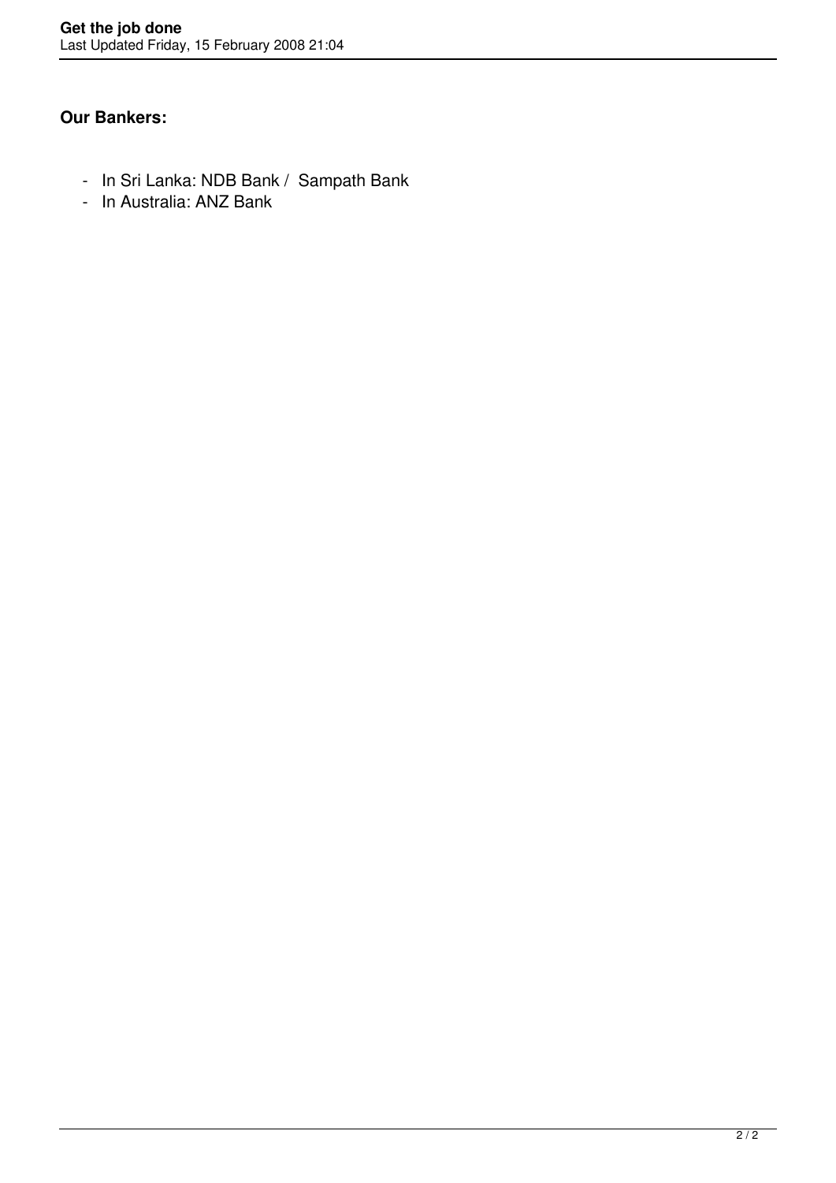**Our Bankers:**

- In Sri Lanka: NDB Bank / Sampath Bank
- In Australia: ANZ Bank